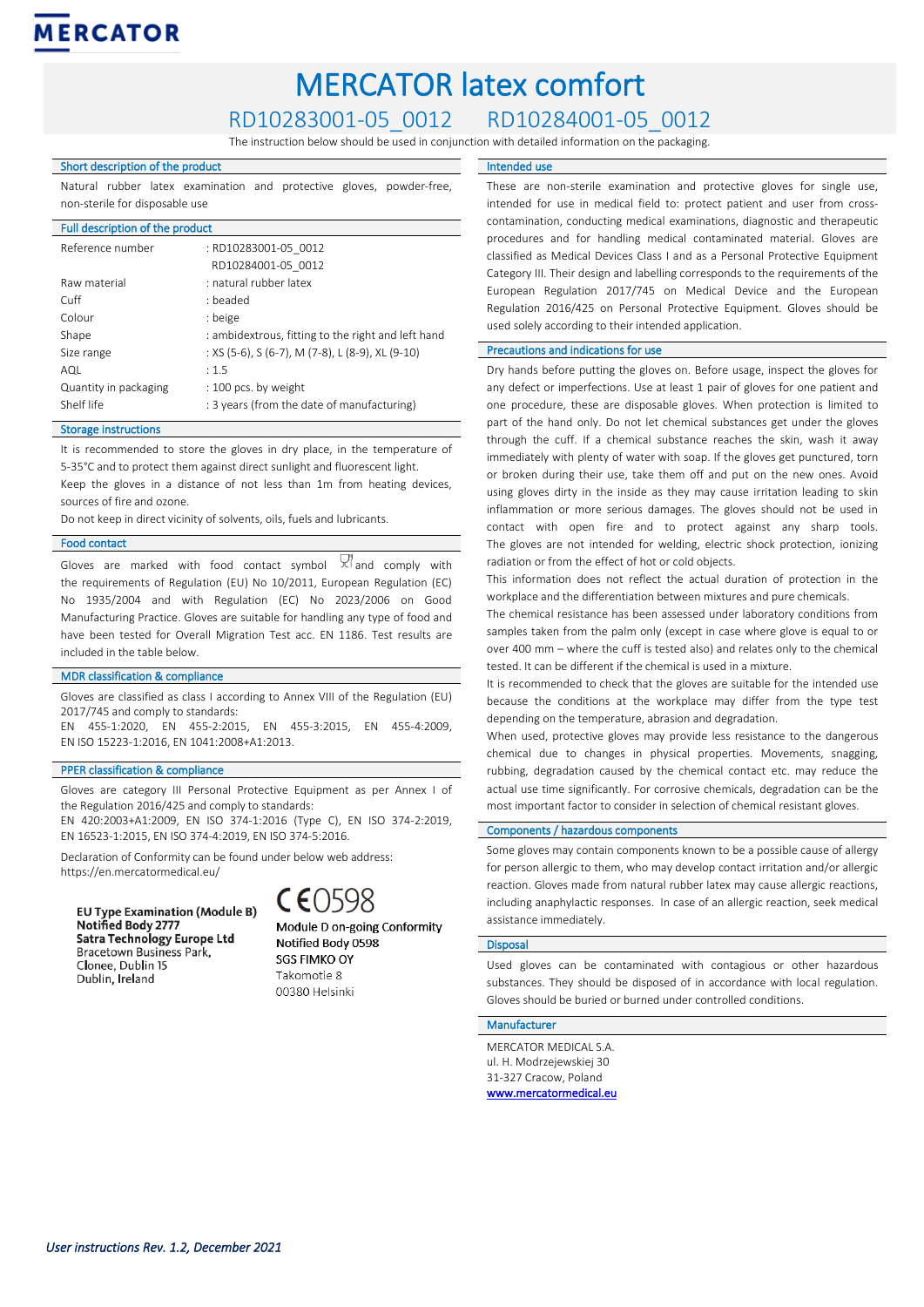MERCATOR

# MERCATOR latex comfort

## RD10283001-05_0012 RD10284001-05_0012

The instruction below should be used in conjunction with detailed information on the packaging.

### Short description of the product

Natural rubber latex examination and protective gloves, powder-free, non-sterile for disposable use

### Full description of the product

| | |
|---|---|
| Reference number | : RD10283001-05_0012<br>RD10284001-05_0012 |
| Raw material | : natural rubber latex |
| Cuff | : beaded |
| Colour | : beige |
| Shape | : ambidextrous, fitting to the right and left hand |
| Size range | : XS (5-6), S (6-7), M (7-8), L (8-9), XL (9-10) |
| AQL | : 1.5 |
| Quantity in packaging | : 100 pcs. by weight |
| Shelf life | : 3 years (from the date of manufacturing) |

### Storage instructions

It is recommended to store the gloves in dry place, in the temperature of 5-35°C and to protect them against direct sunlight and fluorescent light.
Keep the gloves in a distance of not less than 1m from heating devices, sources of fire and ozone.
Do not keep in direct vicinity of solvents, oils, fuels and lubricants.

### Food contact

Gloves are marked with food contact symbol and comply with the requirements of Regulation (EU) No 10/2011, European Regulation (EC) No 1935/2004 and with Regulation (EC) No 2023/2006 on Good Manufacturing Practice. Gloves are suitable for handling any type of food and have been tested for Overall Migration Test acc. EN 1186. Test results are included in the table below.

### MDR classification & compliance

Gloves are classified as class I according to Annex VIII of the Regulation (EU) 2017/745 and comply to standards:
EN 455-1:2020, EN 455-2:2015, EN 455-3:2015, EN 455-4:2009, EN ISO 15223-1:2016, EN 1041:2008+A1:2013.

### PPER classification & compliance

Gloves are category III Personal Protective Equipment as per Annex I of the Regulation 2016/425 and comply to standards:
EN 420:2003+A1:2009, EN ISO 374-1:2016 (Type C), EN ISO 374-2:2019, EN 16523-1:2015, EN ISO 374-4:2019, EN ISO 374-5:2016.

Declaration of Conformity can be found under below web address: https://en.mercatormedical.eu/

**EU Type Examination (Module B)**
**Notified Body 2777**
**Satra Technology Europe Ltd**
Bracetown Business Park,
Clonee, Dublin 15
Dublin, Ireland

CE 0598
Module D on-going Conformity
Notified Body 0598
SGS FIMKO OY
Takomotie 8
00380 Helsinki

### Intended use

These are non-sterile examination and protective gloves for single use, intended for use in medical field to: protect patient and user from cross-contamination, conducting medical examinations, diagnostic and therapeutic procedures and for handling medical contaminated material. Gloves are classified as Medical Devices Class I and as a Personal Protective Equipment Category III. Their design and labelling corresponds to the requirements of the European Regulation 2017/745 on Medical Device and the European Regulation 2016/425 on Personal Protective Equipment. Gloves should be used solely according to their intended application.

### Precautions and indications for use

Dry hands before putting the gloves on. Before usage, inspect the gloves for any defect or imperfections. Use at least 1 pair of gloves for one patient and one procedure, these are disposable gloves. When protection is limited to part of the hand only. Do not let chemical substances get under the gloves through the cuff. If a chemical substance reaches the skin, wash it away immediately with plenty of water with soap. If the gloves get punctured, torn or broken during their use, take them off and put on the new ones. Avoid using gloves dirty in the inside as they may cause irritation leading to skin inflammation or more serious damages. The gloves should not be used in contact with open fire and to protect against any sharp tools. The gloves are not intended for welding, electric shock protection, ionizing radiation or from the effect of hot or cold objects.
This information does not reflect the actual duration of protection in the workplace and the differentiation between mixtures and pure chemicals.
The chemical resistance has been assessed under laboratory conditions from samples taken from the palm only (except in case where glove is equal to or over 400 mm – where the cuff is tested also) and relates only to the chemical tested. It can be different if the chemical is used in a mixture.
It is recommended to check that the gloves are suitable for the intended use because the conditions at the workplace may differ from the type test depending on the temperature, abrasion and degradation.
When used, protective gloves may provide less resistance to the dangerous chemical due to changes in physical properties. Movements, snagging, rubbing, degradation caused by the chemical contact etc. may reduce the actual use time significantly. For corrosive chemicals, degradation can be the most important factor to consider in selection of chemical resistant gloves.

### Components / hazardous components

Some gloves may contain components known to be a possible cause of allergy for person allergic to them, who may develop contact irritation and/or allergic reaction. Gloves made from natural rubber latex may cause allergic reactions, including anaphylactic responses. In case of an allergic reaction, seek medical assistance immediately.

### Disposal

Used gloves can be contaminated with contagious or other hazardous substances. They should be disposed of in accordance with local regulation. Gloves should be buried or burned under controlled conditions.

### Manufacturer

MERCATOR MEDICAL S.A.
ul. H. Modrzejewskiej 30
31-327 Cracow, Poland
www.mercatormedical.eu

*User instructions Rev. 1.2, December 2021*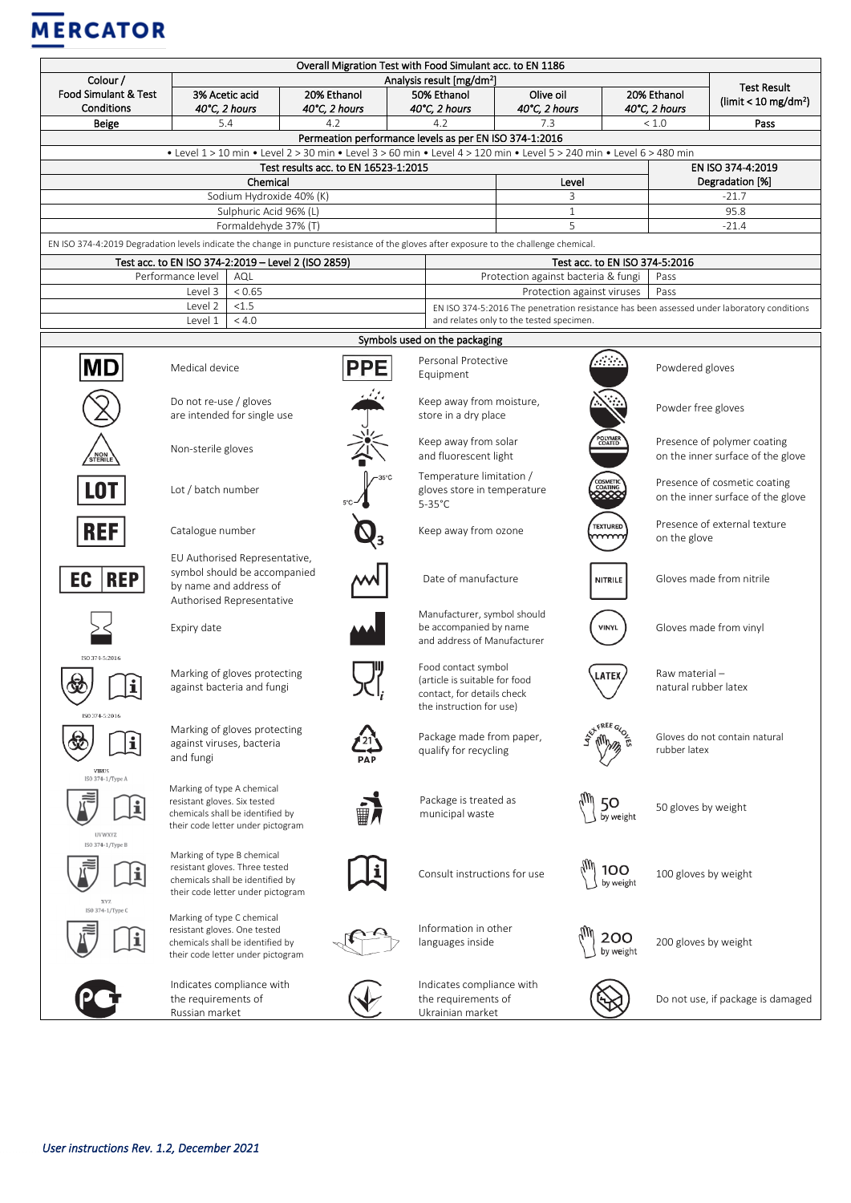**MERCATOR**

| Overall Migration Test with Food Simulant acc. to EN 1186 | | | | | | |
|---|---|---|---|---|---|---|
| Colour / Food Simulant & Test Conditions | Analysis result [mg/dm²] | | | | | Test Result (limit < 10 mg/dm²) |
| | 3% Acetic acid *40°C, 2 hours* | 20% Ethanol *40°C, 2 hours* | 50% Ethanol *40°C, 2 hours* | Olive oil *40°C, 2 hours* | 20% Ethanol *40°C, 2 hours* | |
| Beige | 5.4 | 4.2 | 4.2 | 7.3 | < 1.0 | Pass |

**Permeation performance levels as per EN ISO 374-1:2016**

• Level 1 > 10 min • Level 2 > 30 min • Level 3 > 60 min • Level 4 > 120 min • Level 5 > 240 min • Level 6 > 480 min

| Test results acc. to EN 16523-1:2015 | | EN ISO 374-4:2019 |
|---|---|---|
| Chemical | Level | Degradation [%] |
| Sodium Hydroxide 40% (K) | 3 | -21.7 |
| Sulphuric Acid 96% (L) | 1 | 95.8 |
| Formaldehyde 37% (T) | 5 | -21.4 |

EN ISO 374-4:2019 Degradation levels indicate the change in puncture resistance of the gloves after exposure to the challenge chemical.

| Test acc. to EN ISO 374-2:2019 – Level 2 (ISO 2859) | |
|---|---|
| Performance level | AQL |
| Level 3 | < 0.65 |
| Level 2 | <1.5 |
| Level 1 | < 4.0 |

| Test acc. to EN ISO 374-5:2016 | |
|---|---|
| Protection against bacteria & fungi | Pass |
| Protection against viruses | Pass |

EN ISO 374-5:2016 The penetration resistance has been assessed under laboratory conditions and relates only to the tested specimen.

**Symbols used on the packaging**

| Symbol | Meaning | Symbol | Meaning | Symbol | Meaning |
|---|---|---|---|---|---|
| MD | Medical device | PPE | Personal Protective Equipment | | Powdered gloves |
| | Do not re-use / gloves are intended for single use | | Keep away from moisture, store in a dry place | | Powder free gloves |
| NON STERILE | Non-sterile gloves | | Keep away from solar and fluorescent light | POLYMER COATED | Presence of polymer coating on the inner surface of the glove |
| LOT | Lot / batch number | 5°C – 35°C | Temperature limitation / gloves store in temperature 5-35°C | COSMETIC COATING | Presence of cosmetic coating on the inner surface of the glove |
| REF | Catalogue number | $O_3$ | Keep away from ozone | TEXTURED | Presence of external texture on the glove |
| EC REP | EU Authorised Representative, symbol should be accompanied by name and address of Authorised Representative | | Date of manufacture | NITRILE | Gloves made from nitrile |
| | Expiry date | | Manufacturer, symbol should be accompanied by name and address of Manufacturer | VINYL | Gloves made from vinyl |
| ISO 374-5:2016 | Marking of gloves protecting against bacteria and fungi | | Food contact symbol (article is suitable for food contact, for details check the instruction for use) | LATEX | Raw material – natural rubber latex |
| ISO 374-5:2016 VIRUS | Marking of gloves protecting against viruses, bacteria and fungi | 21 PAP | Package made from paper, qualify for recycling | LATEX FREE GLOVES | Gloves do not contain natural rubber latex |
| ISO 374-1/Type A UVWXYZ | Marking of type A chemical resistant gloves. Six tested chemicals shall be identified by their code letter under pictogram | | Package is treated as municipal waste | 50 by weight | 50 gloves by weight |
| ISO 374-1/Type B XYZ | Marking of type B chemical resistant gloves. Three tested chemicals shall be identified by their code letter under pictogram | | Consult instructions for use | 100 by weight | 100 gloves by weight |
| ISO 374-1/Type C | Marking of type C chemical resistant gloves. One tested chemicals shall be identified by their code letter under pictogram | | Information in other languages inside | 200 by weight | 200 gloves by weight |
| | Indicates compliance with the requirements of Russian market | | Indicates compliance with the requirements of Ukrainian market | | Do not use, if package is damaged |

*User instructions Rev. 1.2, December 2021*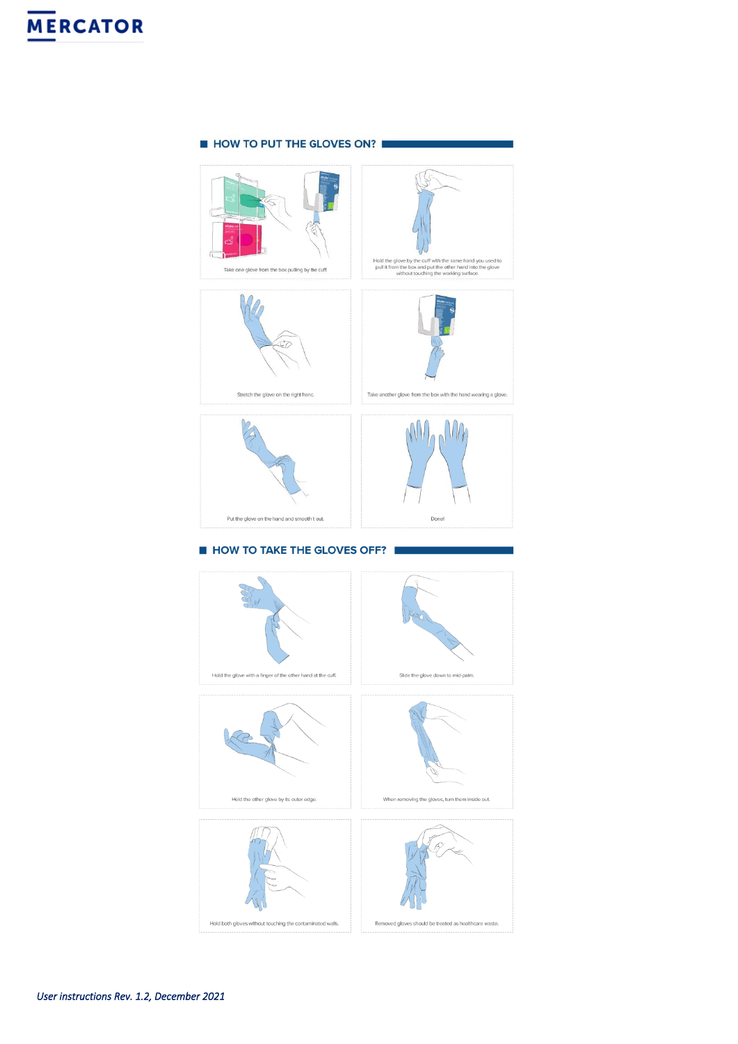## HOW TO PUT THE GLOVES ON?

Take one glove from the box pulling by the cuff.

Hold the glove by the cuff with the same hand you used to pull it from the box and put the other hand into the glove without touching the working surface.

Stretch the glove on the right hand.

Take another glove from the box with the hand wearing a glove.

Put the glove on the hand and smooth it out.

Done!

## HOW TO TAKE THE GLOVES OFF?

Hold the glove with a finger of the other hand at the cuff.

Slide the glove down to mid-palm.

Hold the other glove by its outer edge.

When removing the gloves, turn them inside out.

Hold both gloves without touching the contaminated walls.

Removed gloves should be treated as healthcare waste.